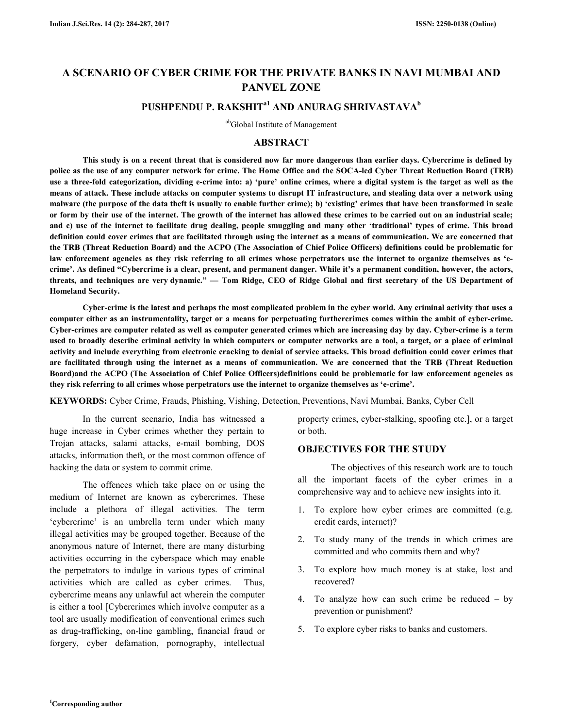# A SCENARIO OF CYBER CRIME FOR THE PRIVATE BANKS IN NAVI MUMBAI AND PANVEL ZONE

## PUSHPENDU P. RAKSHIT[a1] AND ANURAG SHRIVASTAVA[b]

[ab]Global Institute of Management

## ABSTRACT

**This study is on a recent threat that is considered now far more dangerous than earlier days. Cybercrime is defined by police as the use of any computer network for crime. The Home Office and the SOCA-led Cyber Threat Reduction Board (TRB) use a three-fold categorization, dividing e-crime into: a) 'pure' online crimes, where a digital system is the target as well as the means of attack. These include attacks on computer systems to disrupt IT infrastructure, and stealing data over a network using malware (the purpose of the data theft is usually to enable further crime); b) 'existing' crimes that have been transformed in scale or form by their use of the internet. The growth of the internet has allowed these crimes to be carried out on an industrial scale; and c) use of the internet to facilitate drug dealing, people smuggling and many other 'traditional' types of crime. This broad definition could cover crimes that are facilitated through using the internet as a means of communication. We are concerned that the TRB (Threat Reduction Board) and the ACPO (The Association of Chief Police Officers) definitions could be problematic for law enforcement agencies as they risk referring to all crimes whose perpetrators use the internet to organize themselves as 'e-crime'. As defined "Cybercrime is a clear, present, and permanent danger. While it's a permanent condition, however, the actors, threats, and techniques are very dynamic." — Tom Ridge, CEO of Ridge Global and first secretary of the US Department of Homeland Security.**

**Cyber-crime is the latest and perhaps the most complicated problem in the cyber world. Any criminal activity that uses a computer either as an instrumentality, target or a means for perpetuating furthercrimes comes within the ambit of cyber-crime. Cyber-crimes are computer related as well as computer generated crimes which are increasing day by day. Cyber-crime is a term used to broadly describe criminal activity in which computers or computer networks are a tool, a target, or a place of criminal activity and include everything from electronic cracking to denial of service attacks. This broad definition could cover crimes that are facilitated through using the internet as a means of communication. We are concerned that the TRB (Threat Reduction Board)and the ACPO (The Association of Chief Police Officers)definitions could be problematic for law enforcement agencies as they risk referring to all crimes whose perpetrators use the internet to organize themselves as 'e-crime'.**

**KEYWORDS:** Cyber Crime, Frauds, Phishing, Vishing, Detection, Preventions, Navi Mumbai, Banks, Cyber Cell

In the current scenario, India has witnessed a huge increase in Cyber crimes whether they pertain to Trojan attacks, salami attacks, e-mail bombing, DOS attacks, information theft, or the most common offence of hacking the data or system to commit crime.

The offences which take place on or using the medium of Internet are known as cybercrimes. These include a plethora of illegal activities. The term 'cybercrime' is an umbrella term under which many illegal activities may be grouped together. Because of the anonymous nature of Internet, there are many disturbing activities occurring in the cyberspace which may enable the perpetrators to indulge in various types of criminal activities which are called as cyber crimes. Thus, cybercrime means any unlawful act wherein the computer is either a tool [Cybercrimes which involve computer as a tool are usually modification of conventional crimes such as drug-trafficking, on-line gambling, financial fraud or forgery, cyber defamation, pornography, intellectual property crimes, cyber-stalking, spoofing etc.], or a target or both.

## OBJECTIVES FOR THE STUDY

The objectives of this research work are to touch all the important facets of the cyber crimes in a comprehensive way and to achieve new insights into it.

1. To explore how cyber crimes are committed (e.g. credit cards, internet)?
2. To study many of the trends in which crimes are committed and who commits them and why?
3. To explore how much money is at stake, lost and recovered?
4. To analyze how can such crime be reduced – by prevention or punishment?
5. To explore cyber risks to banks and customers.

[1]Corresponding author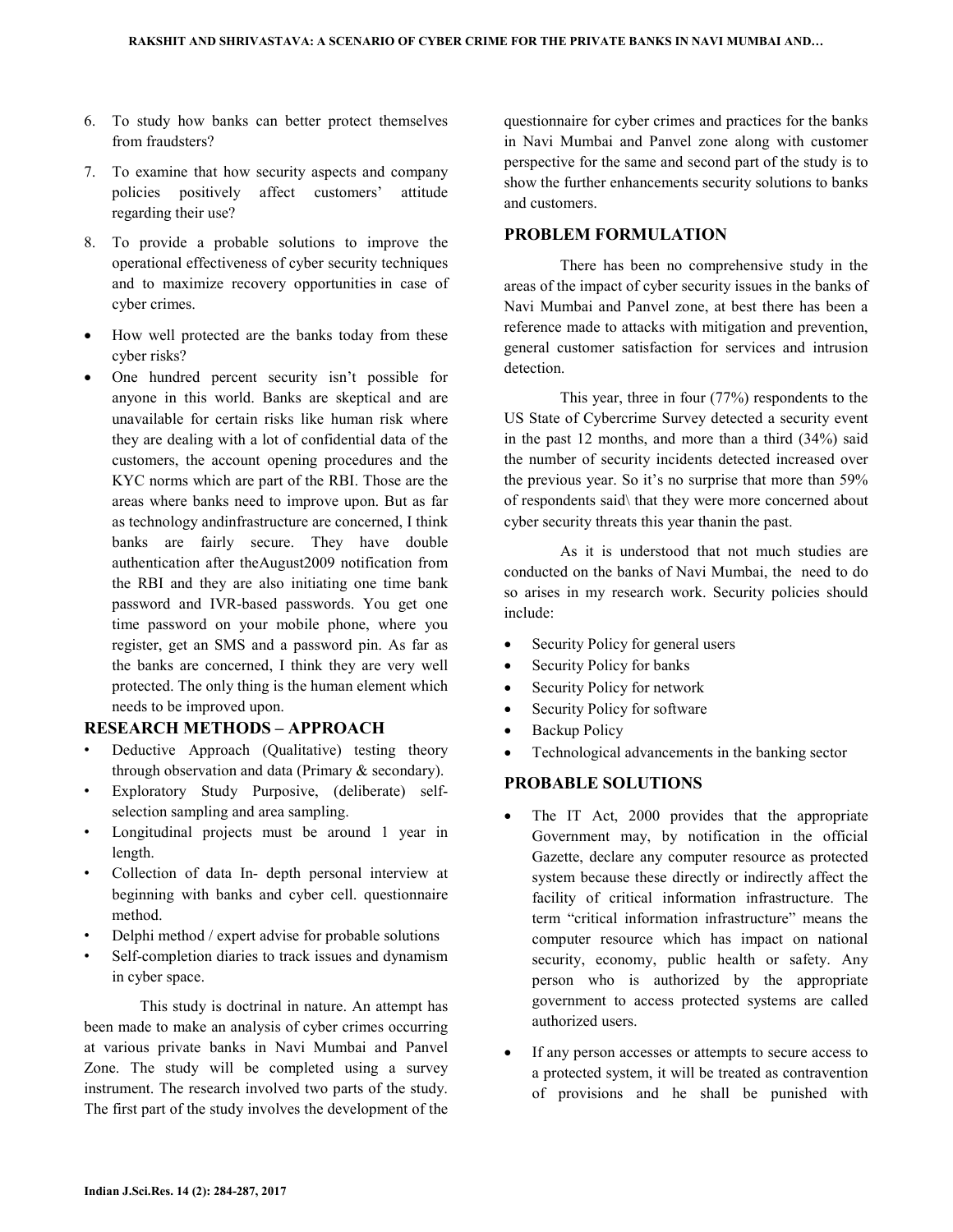6. To study how banks can better protect themselves from fraudsters?
7. To examine that how security aspects and company policies positively affect customers' attitude regarding their use?
8. To provide a probable solutions to improve the operational effectiveness of cyber security techniques and to maximize recovery opportunities in case of cyber crimes.

- How well protected are the banks today from these cyber risks?
- One hundred percent security isn't possible for anyone in this world. Banks are skeptical and are unavailable for certain risks like human risk where they are dealing with a lot of confidential data of the customers, the account opening procedures and the KYC norms which are part of the RBI. Those are the areas where banks need to improve upon. But as far as technology andinfrastructure are concerned, I think banks are fairly secure. They have double authentication after theAugust2009 notification from the RBI and they are also initiating one time bank password and IVR-based passwords. You get one time password on your mobile phone, where you register, get an SMS and a password pin. As far as the banks are concerned, I think they are very well protected. The only thing is the human element which needs to be improved upon.

## RESEARCH METHODS – APPROACH

- Deductive Approach (Qualitative) testing theory through observation and data (Primary & secondary).
- Exploratory Study Purposive, (deliberate) self-selection sampling and area sampling.
- Longitudinal projects must be around 1 year in length.
- Collection of data In- depth personal interview at beginning with banks and cyber cell. questionnaire method.
- Delphi method / expert advise for probable solutions
- Self-completion diaries to track issues and dynamism in cyber space.

This study is doctrinal in nature. An attempt has been made to make an analysis of cyber crimes occurring at various private banks in Navi Mumbai and Panvel Zone. The study will be completed using a survey instrument. The research involved two parts of the study. The first part of the study involves the development of the questionnaire for cyber crimes and practices for the banks in Navi Mumbai and Panvel zone along with customer perspective for the same and second part of the study is to show the further enhancements security solutions to banks and customers.

## PROBLEM FORMULATION

There has been no comprehensive study in the areas of the impact of cyber security issues in the banks of Navi Mumbai and Panvel zone, at best there has been a reference made to attacks with mitigation and prevention, general customer satisfaction for services and intrusion detection.

This year, three in four (77%) respondents to the US State of Cybercrime Survey detected a security event in the past 12 months, and more than a third (34%) said the number of security incidents detected increased over the previous year. So it's no surprise that more than 59% of respondents said\ that they were more concerned about cyber security threats this year thanin the past.

As it is understood that not much studies are conducted on the banks of Navi Mumbai, the need to do so arises in my research work. Security policies should include:

- Security Policy for general users
- Security Policy for banks
- Security Policy for network
- Security Policy for software
- Backup Policy
- Technological advancements in the banking sector

## PROBABLE SOLUTIONS

- The IT Act, 2000 provides that the appropriate Government may, by notification in the official Gazette, declare any computer resource as protected system because these directly or indirectly affect the facility of critical information infrastructure. The term "critical information infrastructure" means the computer resource which has impact on national security, economy, public health or safety. Any person who is authorized by the appropriate government to access protected systems are called authorized users.
- If any person accesses or attempts to secure access to a protected system, it will be treated as contravention of provisions and he shall be punished with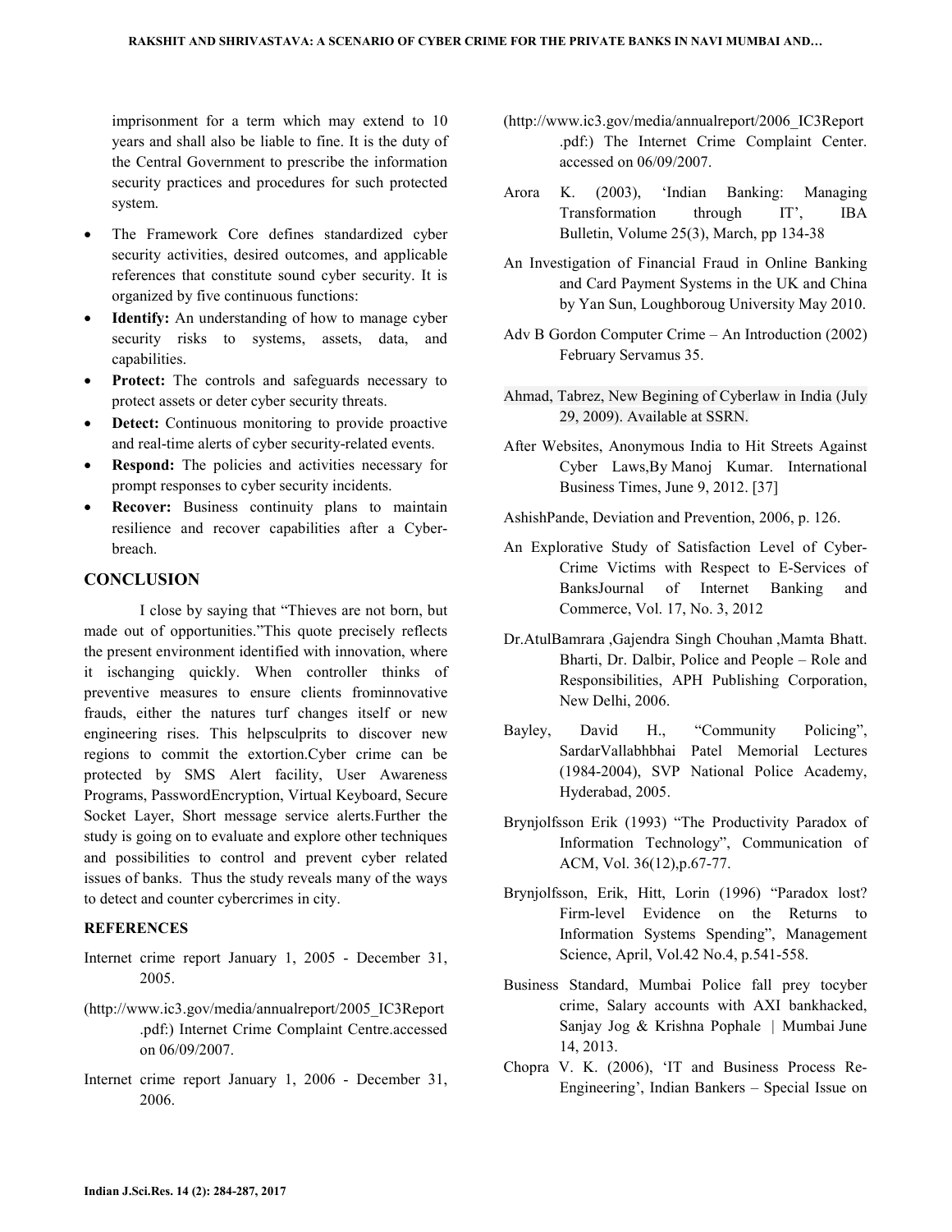imprisonment for a term which may extend to 10 years and shall also be liable to fine. It is the duty of the Central Government to prescribe the information security practices and procedures for such protected system.

- The Framework Core defines standardized cyber security activities, desired outcomes, and applicable references that constitute sound cyber security. It is organized by five continuous functions:
- **Identify:** An understanding of how to manage cyber security risks to systems, assets, data, and capabilities.
- **Protect:** The controls and safeguards necessary to protect assets or deter cyber security threats.
- **Detect:** Continuous monitoring to provide proactive and real-time alerts of cyber security-related events.
- **Respond:** The policies and activities necessary for prompt responses to cyber security incidents.
- **Recover:** Business continuity plans to maintain resilience and recover capabilities after a Cyber-breach.

## CONCLUSION

I close by saying that "Thieves are not born, but made out of opportunities."This quote precisely reflects the present environment identified with innovation, where it ischanging quickly. When controller thinks of preventive measures to ensure clients frominnovative frauds, either the natures turf changes itself or new engineering rises. This helpsculprits to discover new regions to commit the extortion.Cyber crime can be protected by SMS Alert facility, User Awareness Programs, PasswordEncryption, Virtual Keyboard, Secure Socket Layer, Short message service alerts.Further the study is going on to evaluate and explore other techniques and possibilities to control and prevent cyber related issues of banks. Thus the study reveals many of the ways to detect and counter cybercrimes in city.

## REFERENCES

Internet crime report January 1, 2005 - December 31, 2005.

(http://www.ic3.gov/media/annualreport/2005_IC3Report.pdf:) Internet Crime Complaint Centre.accessed on 06/09/2007.

Internet crime report January 1, 2006 - December 31, 2006.

(http://www.ic3.gov/media/annualreport/2006_IC3Report.pdf:) The Internet Crime Complaint Center. accessed on 06/09/2007.

Arora K. (2003), 'Indian Banking: Managing Transformation through IT', IBA Bulletin, Volume 25(3), March, pp 134-38

An Investigation of Financial Fraud in Online Banking and Card Payment Systems in the UK and China by Yan Sun, Loughboroug University May 2010.

Adv B Gordon Computer Crime – An Introduction (2002) February Servamus 35.

Ahmad, Tabrez, New Begining of Cyberlaw in India (July 29, 2009). Available at SSRN.

After Websites, Anonymous India to Hit Streets Against Cyber Laws,By Manoj Kumar. International Business Times, June 9, 2012. [37]

AshishPande, Deviation and Prevention, 2006, p. 126.

An Explorative Study of Satisfaction Level of Cyber-Crime Victims with Respect to E-Services of BanksJournal of Internet Banking and Commerce, Vol. 17, No. 3, 2012

Dr.AtulBamrara ,Gajendra Singh Chouhan ,Mamta Bhatt. Bharti, Dr. Dalbir, Police and People – Role and Responsibilities, APH Publishing Corporation, New Delhi, 2006.

Bayley, David H., "Community Policing", SardarVallabhbhai Patel Memorial Lectures (1984-2004), SVP National Police Academy, Hyderabad, 2005.

Brynjolfsson Erik (1993) "The Productivity Paradox of Information Technology", Communication of ACM, Vol. 36(12),p.67-77.

Brynjolfsson, Erik, Hitt, Lorin (1996) "Paradox lost? Firm-level Evidence on the Returns to Information Systems Spending", Management Science, April, Vol.42 No.4, p.541-558.

Business Standard, Mumbai Police fall prey tocyber crime, Salary accounts with AXI bankhacked, Sanjay Jog & Krishna Pophale | Mumbai June 14, 2013.

Chopra V. K. (2006), 'IT and Business Process Re-Engineering', Indian Bankers – Special Issue on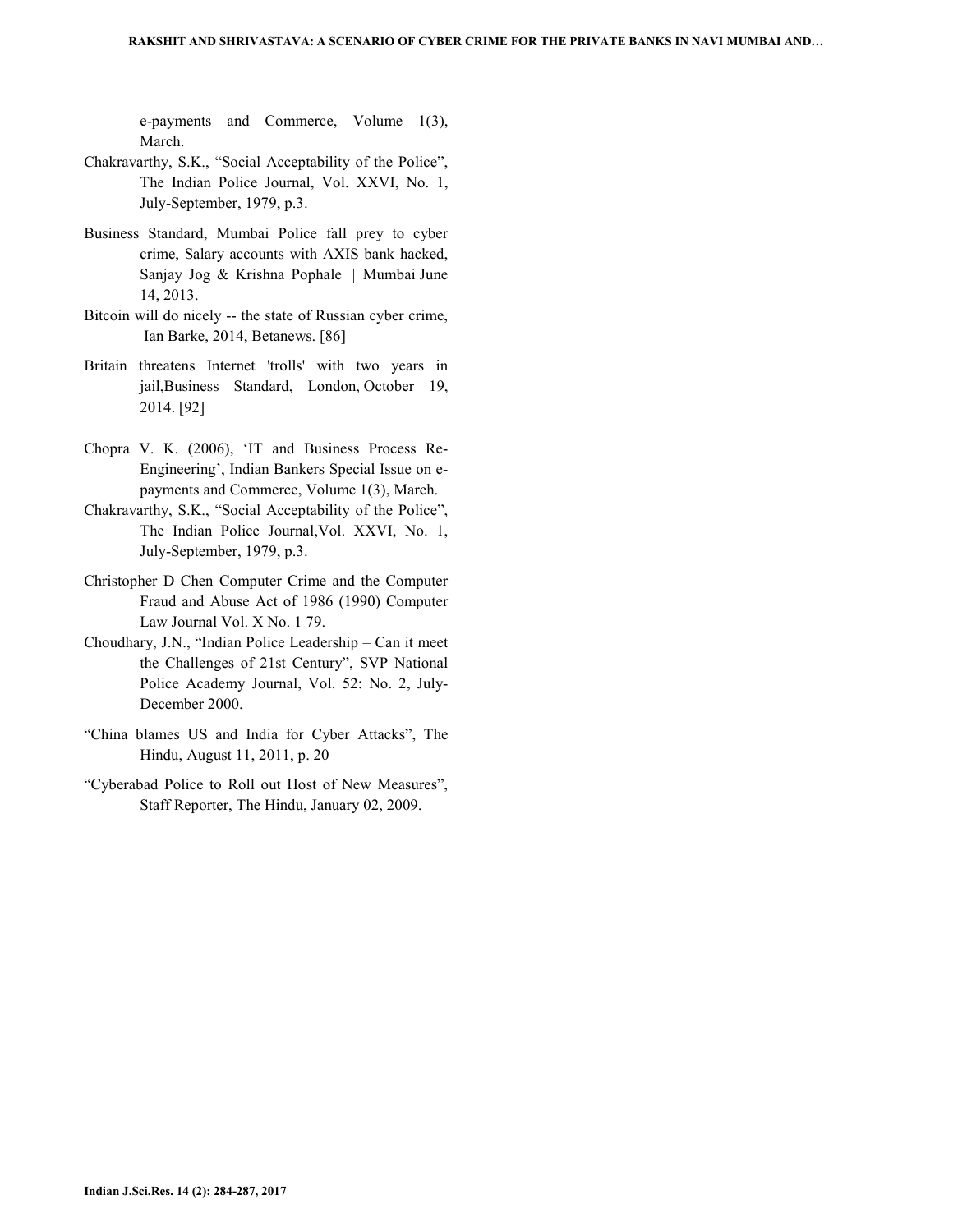e-payments and Commerce, Volume 1(3), March.

Chakravarthy, S.K., "Social Acceptability of the Police", The Indian Police Journal, Vol. XXVI, No. 1, July-September, 1979, p.3.

Business Standard, Mumbai Police fall prey to cyber crime, Salary accounts with AXIS bank hacked, Sanjay Jog & Krishna Pophale | Mumbai June 14, 2013.

Bitcoin will do nicely -- the state of Russian cyber crime, Ian Barke, 2014, Betanews. [86]

Britain threatens Internet 'trolls' with two years in jail,Business Standard, London, October 19, 2014. [92]

Chopra V. K. (2006), 'IT and Business Process Re-Engineering', Indian Bankers Special Issue on e-payments and Commerce, Volume 1(3), March.

Chakravarthy, S.K., "Social Acceptability of the Police", The Indian Police Journal,Vol. XXVI, No. 1, July-September, 1979, p.3.

Christopher D Chen Computer Crime and the Computer Fraud and Abuse Act of 1986 (1990) Computer Law Journal Vol. X No. 1 79.

Choudhary, J.N., "Indian Police Leadership – Can it meet the Challenges of 21st Century", SVP National Police Academy Journal, Vol. 52: No. 2, July-December 2000.

"China blames US and India for Cyber Attacks", The Hindu, August 11, 2011, p. 20

"Cyberabad Police to Roll out Host of New Measures", Staff Reporter, The Hindu, January 02, 2009.